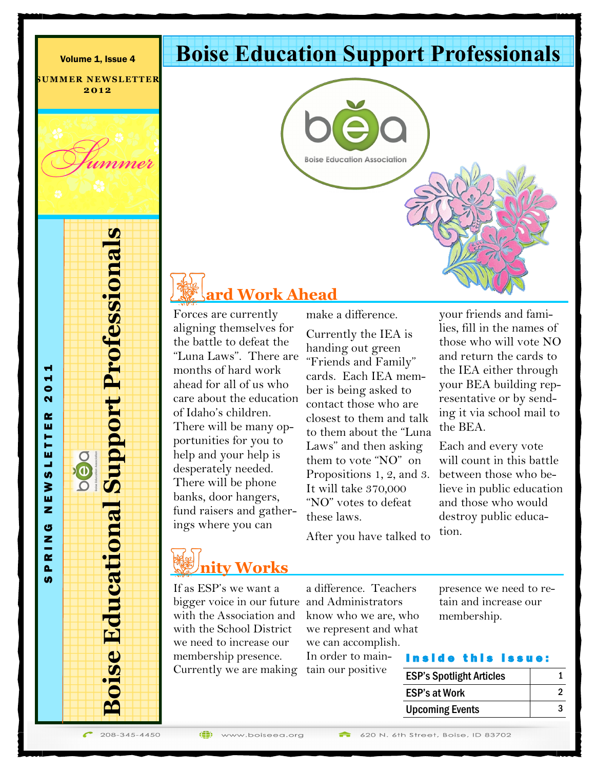# Boise Education Support Professionals

Volume 1, Issue 4

SUMMER NEWSLETTER 2012

*Summer*

**Boise Educational Support Professionals**

SPRING NEWSLETTER 2011

Boise Education Association

## Hard Work Ahead

Forces are currently aligning themselves for the battle to defeat the "Luna Laws". There are months of hard work ahead for all of us who care about the education of Idaho's children. There will be many opportunities for you to help and your help is desperately needed. There will be phone banks, door hangers, fund raisers and gatherings where you can make a difference.

Currently the IEA is handing out green "Friends and Family" cards. Each IEA member is being asked to contact those who are closest to them and talk to them about the "Luna Laws" and then asking them to vote "NO" on Propositions 1, 2, and 3. It will take 370,000 "NO" votes to defeat these laws.

After you have talked to your friends and families, fill in the names of those who will vote NO and return the cards to the IEA either through your BEA building representative or by sending it via school mail to the BEA.

Each and every vote will count in this battle between those who believe in public education and those who would destroy public education.

## Unity Works

If as ESP's we want a bigger voice in our future with the Association and with the School District we need to increase our membership presence. Currently we are making a difference. Teachers and Administrators know who we are, who we represent and what we can accomplish. In order to maintain our positive presence we need to retain and increase our membership.

### Inside this issue:

| | |
|---|---|
| ESP's Spotlight Articles | 1 |
| ESP's at Work | 2 |
| Upcoming Events | 3 |

208-345-4450 www.boiseea.org 620 N. 6th Street, Boise, ID 83702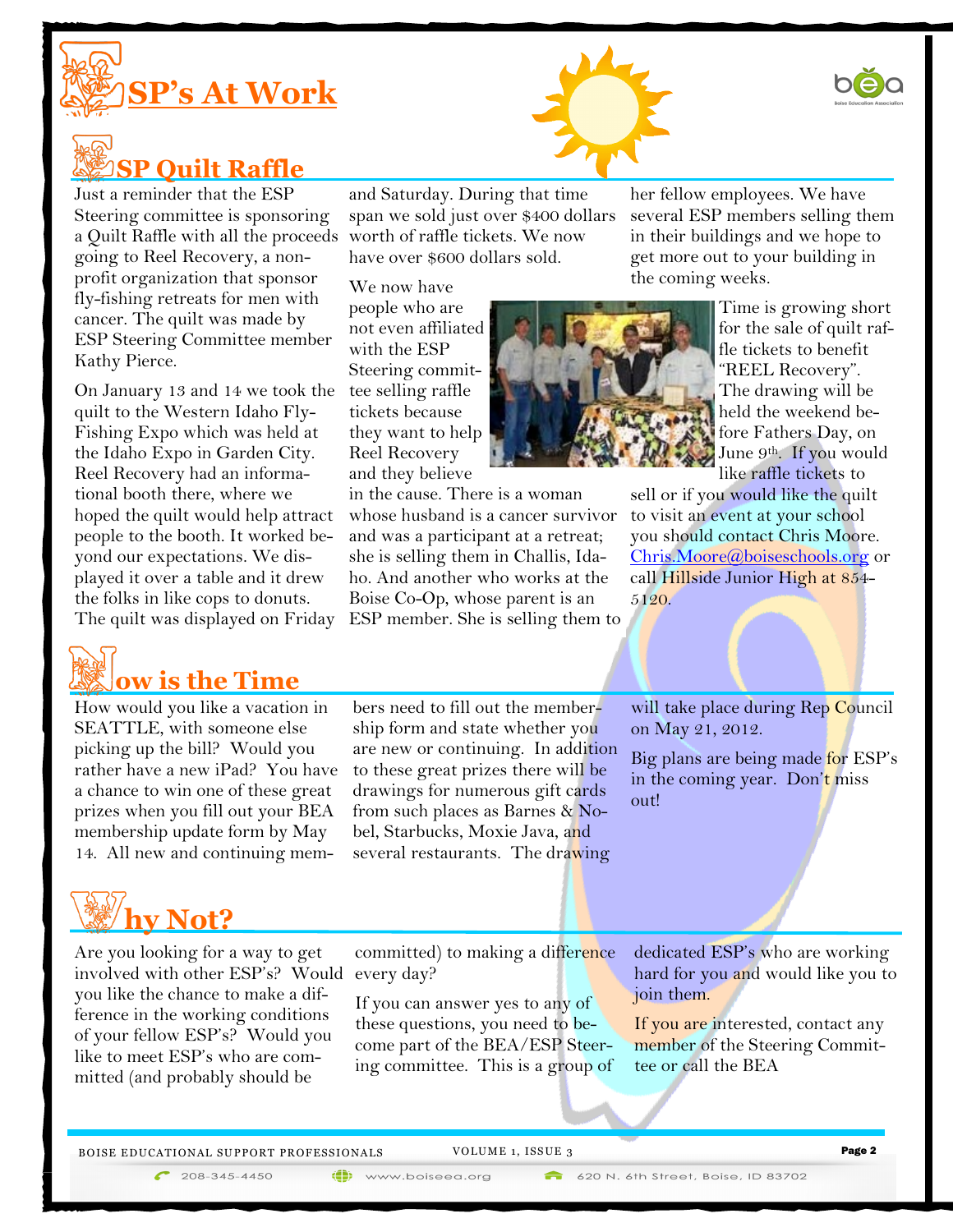# ESP's At Work

## ESP Quilt Raffle

Just a reminder that the ESP Steering committee is sponsoring a Quilt Raffle with all the proceeds going to Reel Recovery, a non-profit organization that sponsor fly-fishing retreats for men with cancer. The quilt was made by ESP Steering Committee member Kathy Pierce.

On January 13 and 14 we took the quilt to the Western Idaho Fly-Fishing Expo which was held at the Idaho Expo in Garden City. Reel Recovery had an informational booth there, where we hoped the quilt would help attract people to the booth. It worked beyond our expectations. We displayed it over a table and it drew the folks in like cops to donuts. The quilt was displayed on Friday and Saturday. During that time span we sold just over $400 dollars worth of raffle tickets. We now have over $600 dollars sold.

We now have people who are not even affiliated with the ESP Steering committee selling raffle tickets because they want to help Reel Recovery and they believe in the cause. There is a woman whose husband is a cancer survivor and was a participant at a retreat; she is selling them in Challis, Idaho. And another who works at the Boise Co-Op, whose parent is an ESP member. She is selling them to her fellow employees. We have several ESP members selling them in their buildings and we hope to get more out to your building in the coming weeks.

Time is growing short for the sale of quilt raffle tickets to benefit "REEL Recovery". The drawing will be held the weekend before Fathers Day, on June 9th. If you would like raffle tickets to sell or if you would like the quilt to visit an event at your school you should contact Chris Moore. Chris.Moore@boiseschools.org or call Hillside Junior High at 854-5120.

## Now is the Time

How would you like a vacation in SEATTLE, with someone else picking up the bill? Would you rather have a new iPad? You have a chance to win one of these great prizes when you fill out your BEA membership update form by May 14. All new and continuing members need to fill out the membership form and state whether you are new or continuing. In addition to these great prizes there will be drawings for numerous gift cards from such places as Barnes & Nobel, Starbucks, Moxie Java, and several restaurants. The drawing will take place during Rep Council on May 21, 2012.

Big plans are being made for ESP's in the coming year. Don't miss out!

## Why Not?

Are you looking for a way to get involved with other ESP's? Would you like the chance to make a difference in the working conditions of your fellow ESP's? Would you like to meet ESP's who are committed (and probably should be committed) to making a difference every day?

If you can answer yes to any of these questions, you need to become part of the BEA/ESP Steering committee. This is a group of dedicated ESP's who are working hard for you and would like you to join them.

If you are interested, contact any member of the Steering Committee or call the BEA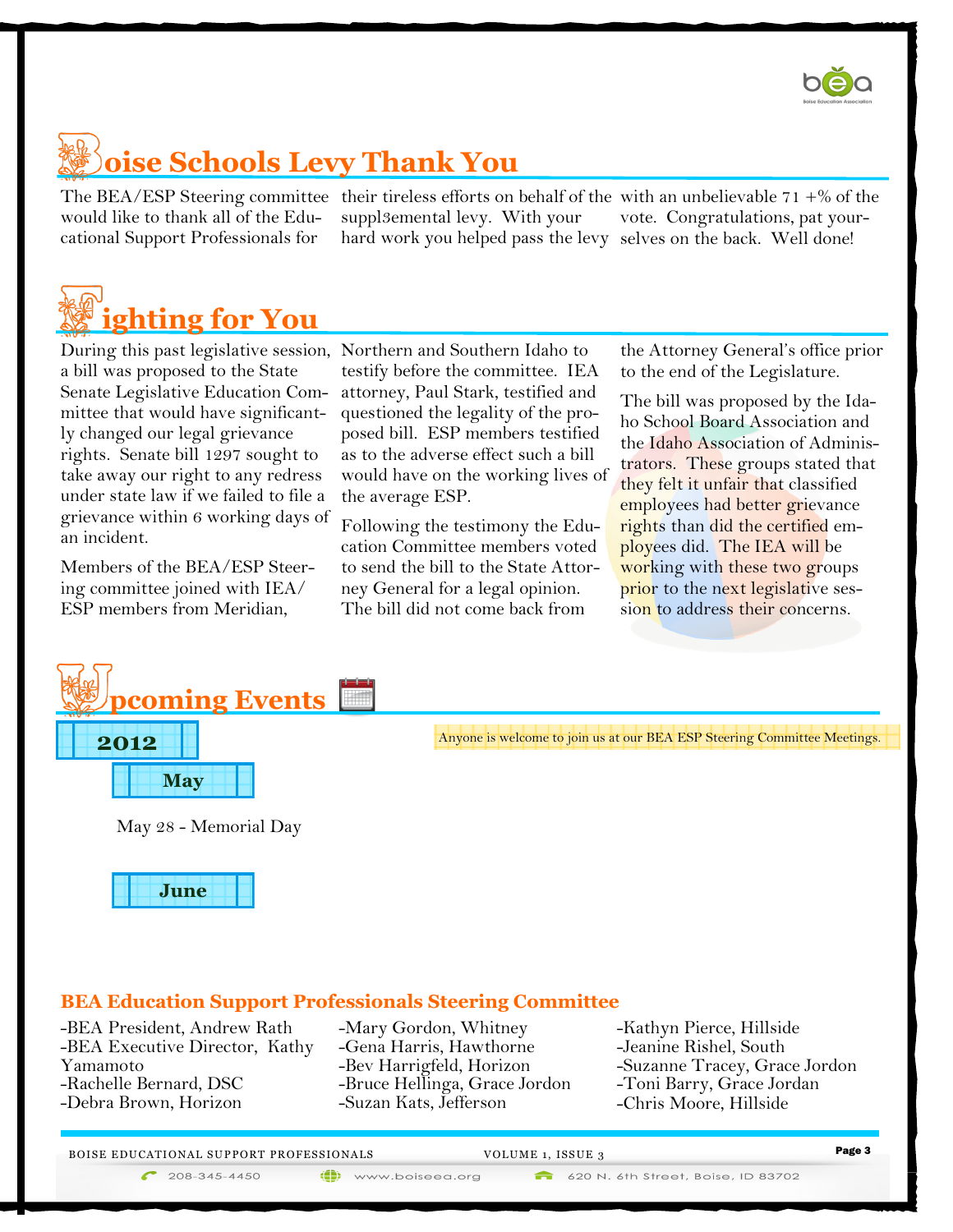## Boise Schools Levy Thank You

The BEA/ESP Steering committee would like to thank all of the Educational Support Professionals for their tireless efforts on behalf of the suppl3emental levy. With your hard work you helped pass the levy with an unbelievable 71 +% of the vote. Congratulations, pat yourselves on the back. Well done!

## Fighting for You

During this past legislative session, a bill was proposed to the State Senate Legislative Education Committee that would have significantly changed our legal grievance rights. Senate bill 1297 sought to take away our right to any redress under state law if we failed to file a grievance within 6 working days of an incident.

Members of the BEA/ESP Steering committee joined with IEA/ESP members from Meridian, Northern and Southern Idaho to testify before the committee. IEA attorney, Paul Stark, testified and questioned the legality of the proposed bill. ESP members testified as to the adverse effect such a bill would have on the working lives of the average ESP.

Following the testimony the Education Committee members voted to send the bill to the State Attorney General for a legal opinion. The bill did not come back from the Attorney General's office prior to the end of the Legislature.

The bill was proposed by the Idaho School Board Association and the Idaho Association of Administrators. These groups stated that they felt it unfair that classified employees had better grievance rights than did the certified employees did. The IEA will be working with these two groups prior to the next legislative session to address their concerns.

## Upcoming Events

Anyone is welcome to join us at our BEA ESP Steering Committee Meetings.

**2012**

**May**

May 28 - Memorial Day

**June**

### BEA Education Support Professionals Steering Committee

-BEA President, Andrew Rath
-BEA Executive Director, Kathy Yamamoto
-Rachelle Bernard, DSC
-Debra Brown, Horizon
-Mary Gordon, Whitney
-Gena Harris, Hawthorne
-Bev Harrigfeld, Horizon
-Bruce Hellinga, Grace Jordon
-Suzan Kats, Jefferson
-Kathyn Pierce, Hillside
-Jeanine Rishel, South
-Suzanne Tracey, Grace Jordon
-Toni Barry, Grace Jordan
-Chris Moore, Hillside

208-345-4450 | www.boiseea.org | 620 N. 6th Street, Boise, ID 83702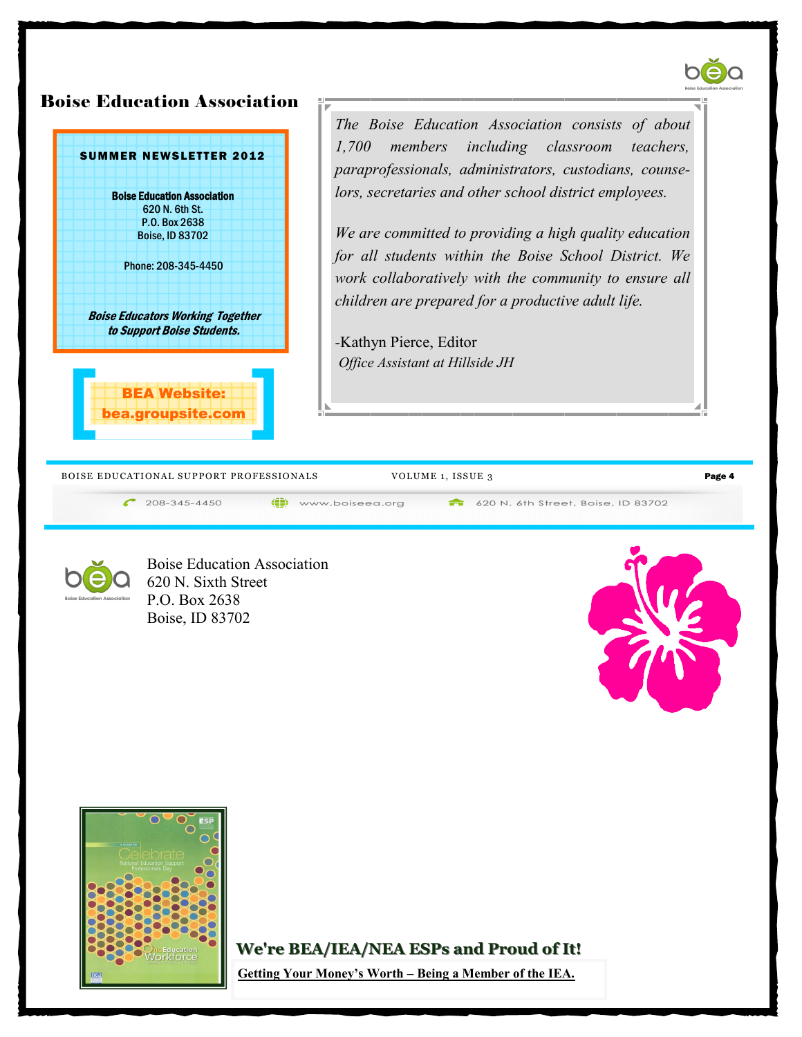## Boise Education Association

**SUMMER NEWSLETTER 2012**

**Boise Education Association**
620 N. 6th St.
P.O. Box 2638
Boise, ID 83702

Phone: 208-345-4450

***Boise Educators Working Together to Support Boise Students.***

**BEA Website:**
**bea.groupsite.com**

*The Boise Education Association consists of about 1,700 members including classroom teachers, paraprofessionals, administrators, custodians, counselors, secretaries and other school district employees.*

*We are committed to providing a high quality education for all students within the Boise School District. We work collaboratively with the community to ensure all children are prepared for a productive adult life.*

-Kathyn Pierce, Editor
*Office Assistant at Hillside JH*

Boise Education Association
620 N. Sixth Street
P.O. Box 2638
Boise, ID 83702

**We're BEA/IEA/NEA ESPs and Proud of It!**

**Getting Your Money's Worth – Being a Member of the IEA.**